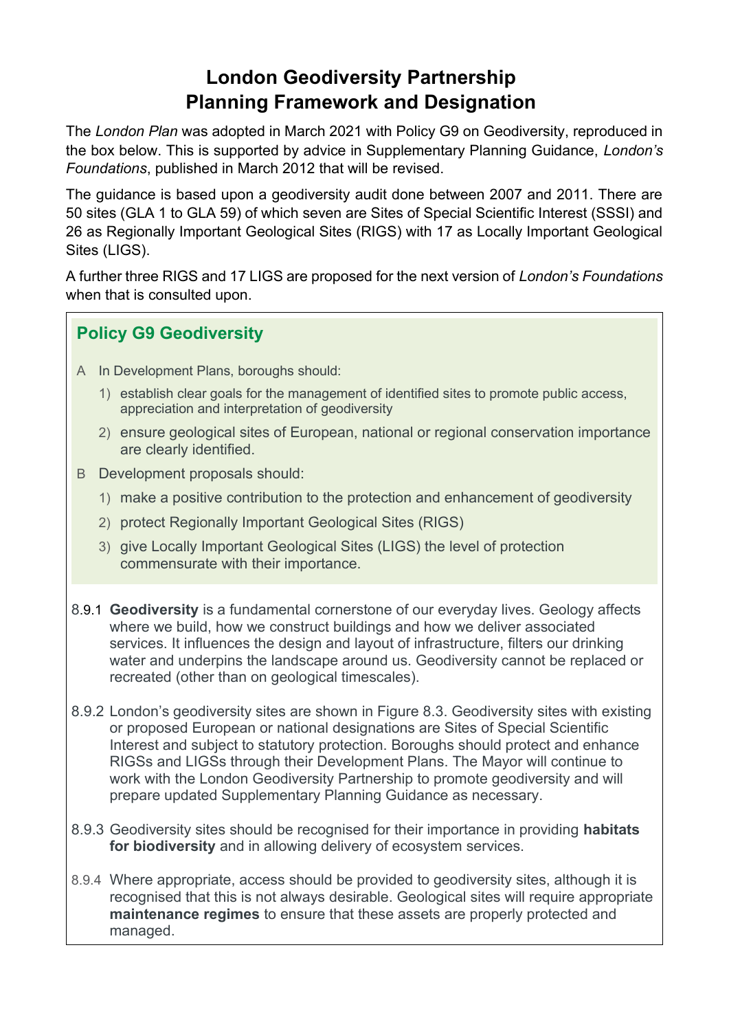# London Geodiversity Partnership
# Planning Framework and Designation

The *London Plan* was adopted in March 2021 with Policy G9 on Geodiversity, reproduced in the box below. This is supported by advice in Supplementary Planning Guidance, *London's Foundations*, published in March 2012 that will be revised.

The guidance is based upon a geodiversity audit done between 2007 and 2011. There are 50 sites (GLA 1 to GLA 59) of which seven are Sites of Special Scientific Interest (SSSI) and 26 as Regionally Important Geological Sites (RIGS) with 17 as Locally Important Geological Sites (LIGS).

A further three RIGS and 17 LIGS are proposed for the next version of *London's Foundations* when that is consulted upon.

## Policy G9 Geodiversity

A In Development Plans, boroughs should:

1) establish clear goals for the management of identified sites to promote public access, appreciation and interpretation of geodiversity
2) ensure geological sites of European, national or regional conservation importance are clearly identified.

B Development proposals should:

1) make a positive contribution to the protection and enhancement of geodiversity
2) protect Regionally Important Geological Sites (RIGS)
3) give Locally Important Geological Sites (LIGS) the level of protection commensurate with their importance.

8.9.1 **Geodiversity** is a fundamental cornerstone of our everyday lives. Geology affects where we build, how we construct buildings and how we deliver associated services. It influences the design and layout of infrastructure, filters our drinking water and underpins the landscape around us. Geodiversity cannot be replaced or recreated (other than on geological timescales).

8.9.2 London's geodiversity sites are shown in Figure 8.3. Geodiversity sites with existing or proposed European or national designations are Sites of Special Scientific Interest and subject to statutory protection. Boroughs should protect and enhance RIGSs and LIGSs through their Development Plans. The Mayor will continue to work with the London Geodiversity Partnership to promote geodiversity and will prepare updated Supplementary Planning Guidance as necessary.

8.9.3 Geodiversity sites should be recognised for their importance in providing **habitats for biodiversity** and in allowing delivery of ecosystem services.

8.9.4 Where appropriate, access should be provided to geodiversity sites, although it is recognised that this is not always desirable. Geological sites will require appropriate **maintenance regimes** to ensure that these assets are properly protected and managed.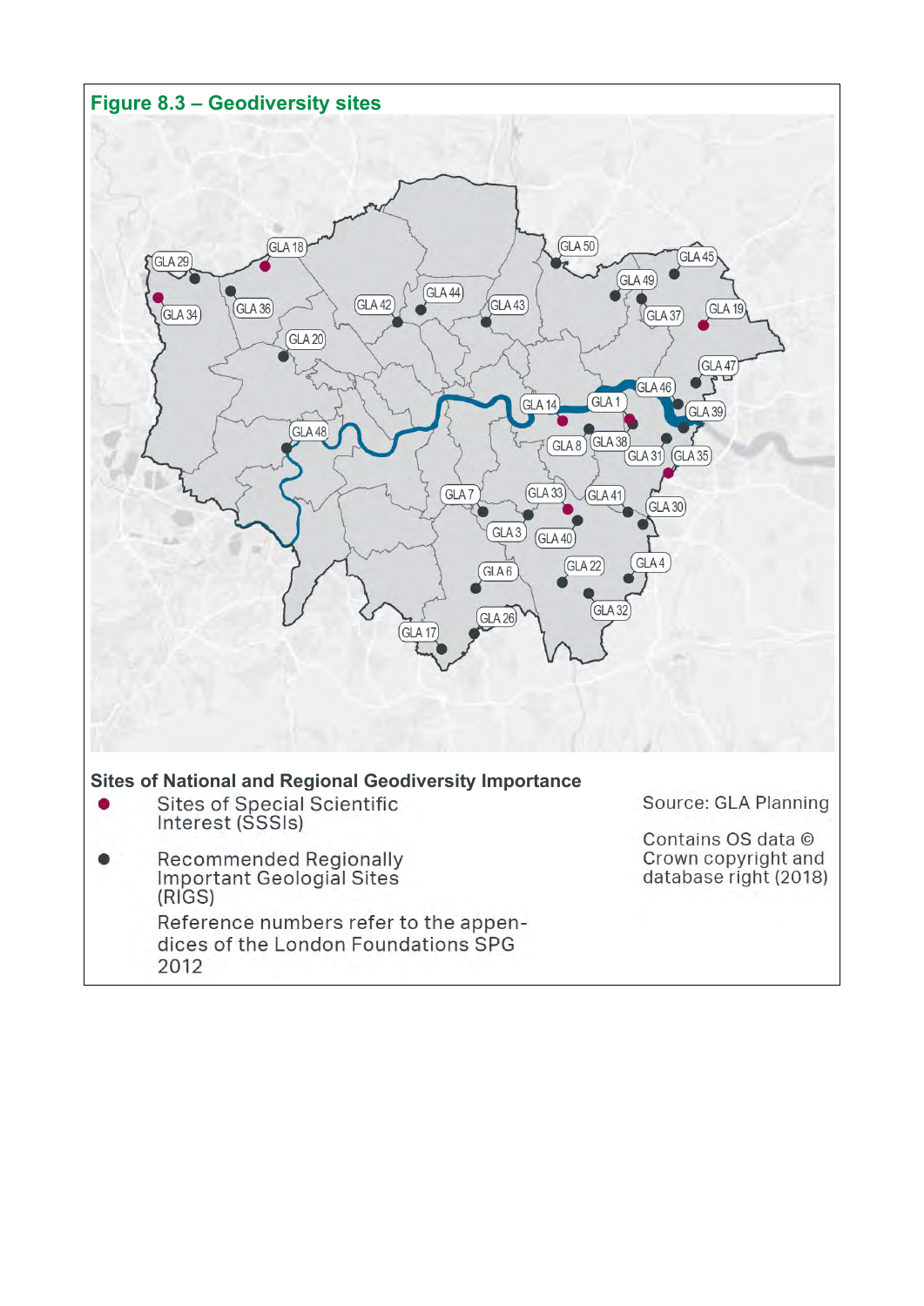## Figure 8.3 – Geodiversity sites

**Sites of National and Regional Geodiversity Importance**

● Sites of Special Scientific Interest (SSSIs)

● Recommended Regionally Important Geological Sites (RIGS)

Reference numbers refer to the appendices of the London Foundations SPG 2012

Source: GLA Planning

Contains OS data © Crown copyright and database right (2018)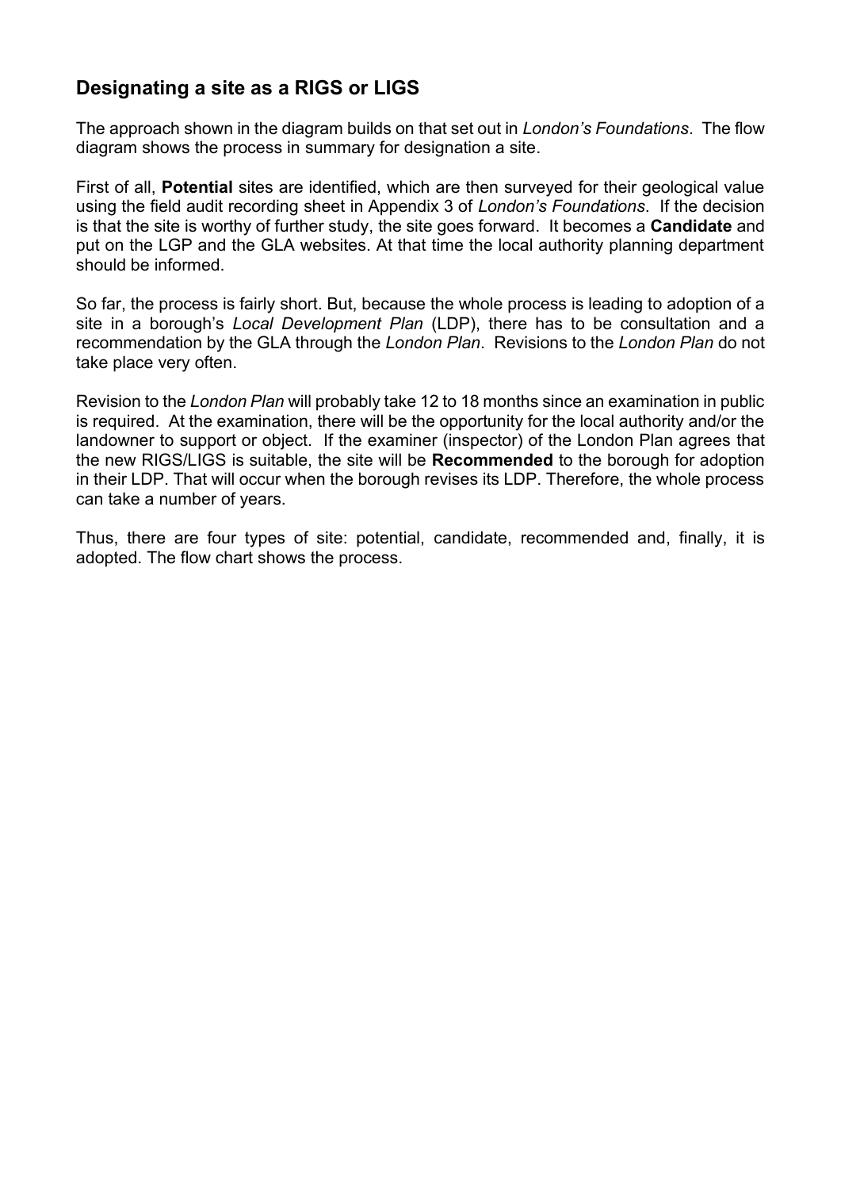## Designating a site as a RIGS or LIGS

The approach shown in the diagram builds on that set out in *London's Foundations*. The flow diagram shows the process in summary for designation a site.

First of all, **Potential** sites are identified, which are then surveyed for their geological value using the field audit recording sheet in Appendix 3 of *London's Foundations*. If the decision is that the site is worthy of further study, the site goes forward. It becomes a **Candidate** and put on the LGP and the GLA websites. At that time the local authority planning department should be informed.

So far, the process is fairly short. But, because the whole process is leading to adoption of a site in a borough's *Local Development Plan* (LDP), there has to be consultation and a recommendation by the GLA through the *London Plan*. Revisions to the *London Plan* do not take place very often.

Revision to the *London Plan* will probably take 12 to 18 months since an examination in public is required. At the examination, there will be the opportunity for the local authority and/or the landowner to support or object. If the examiner (inspector) of the London Plan agrees that the new RIGS/LIGS is suitable, the site will be **Recommended** to the borough for adoption in their LDP. That will occur when the borough revises its LDP. Therefore, the whole process can take a number of years.

Thus, there are four types of site: potential, candidate, recommended and, finally, it is adopted. The flow chart shows the process.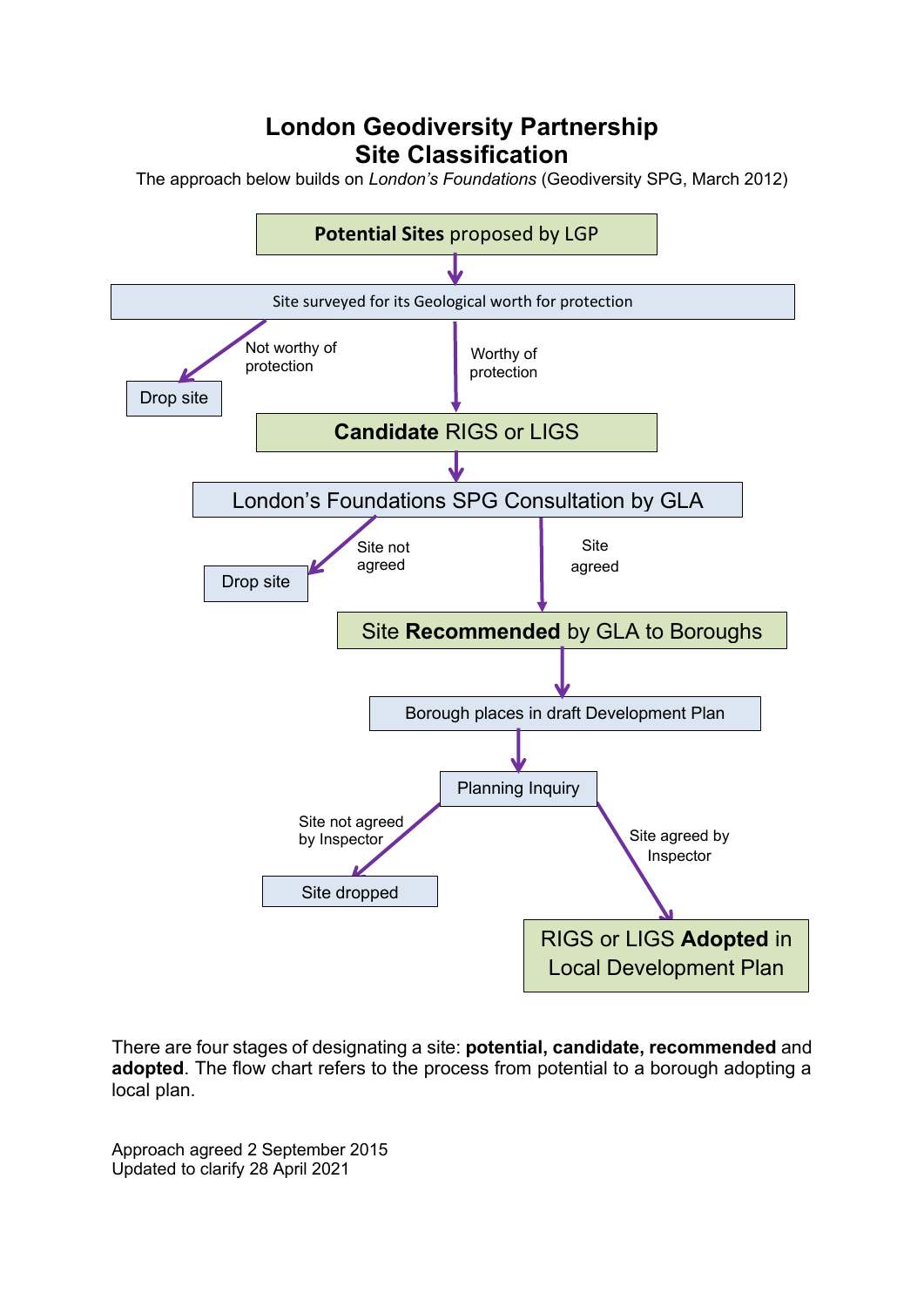# London Geodiversity Partnership
# Site Classification

The approach below builds on *London's Foundations* (Geodiversity SPG, March 2012)

**Potential Sites** proposed by LGP

Site surveyed for its Geological worth for protection

Not worthy of protection

Drop site

Worthy of protection

**Candidate** RIGS or LIGS

London's Foundations SPG Consultation by GLA

Site not agreed

Drop site

Site agreed

Site **Recommended** by GLA to Boroughs

Borough places in draft Development Plan

Planning Inquiry

Site not agreed by Inspector

Site dropped

Site agreed by Inspector

RIGS or LIGS **Adopted** in Local Development Plan

There are four stages of designating a site: **potential, candidate, recommended** and **adopted**. The flow chart refers to the process from potential to a borough adopting a local plan.

Approach agreed 2 September 2015
Updated to clarify 28 April 2021